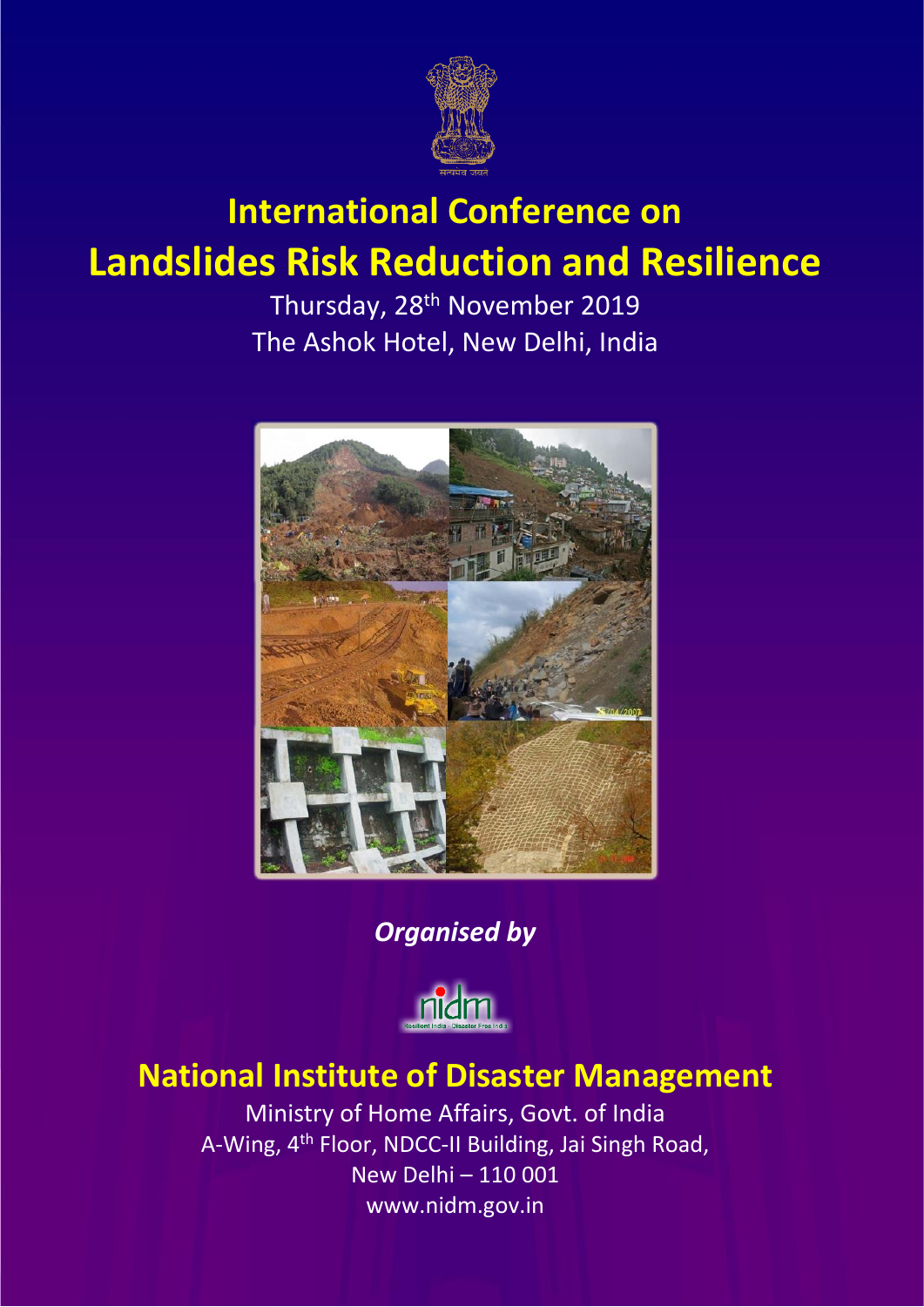# International Conference on
# Landslides Risk Reduction and Resilience

Thursday, 28th November 2019
The Ashok Hotel, New Delhi, India

***Organised by***

## National Institute of Disaster Management

Ministry of Home Affairs, Govt. of India
A-Wing, 4th Floor, NDCC-II Building, Jai Singh Road,
New Delhi – 110 001
www.nidm.gov.in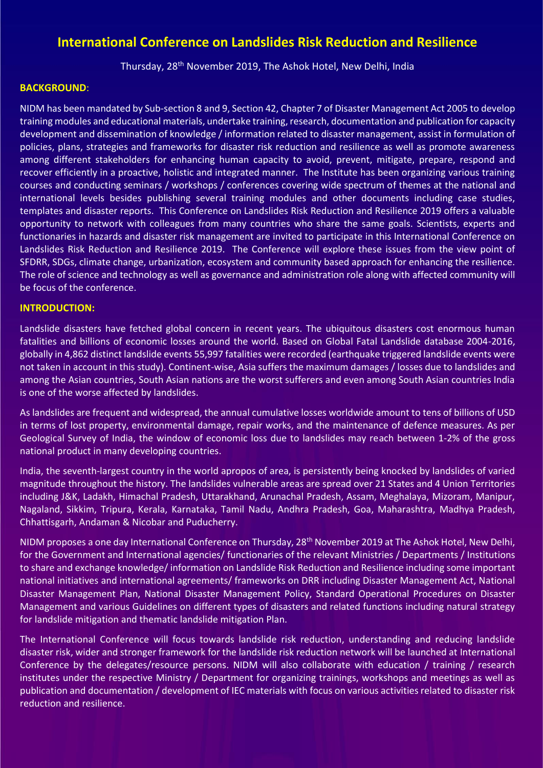# International Conference on Landslides Risk Reduction and Resilience

Thursday, 28th November 2019, The Ashok Hotel, New Delhi, India

**BACKGROUND**:

NIDM has been mandated by Sub-section 8 and 9, Section 42, Chapter 7 of Disaster Management Act 2005 to develop training modules and educational materials, undertake training, research, documentation and publication for capacity development and dissemination of knowledge / information related to disaster management, assist in formulation of policies, plans, strategies and frameworks for disaster risk reduction and resilience as well as promote awareness among different stakeholders for enhancing human capacity to avoid, prevent, mitigate, prepare, respond and recover efficiently in a proactive, holistic and integrated manner. The Institute has been organizing various training courses and conducting seminars / workshops / conferences covering wide spectrum of themes at the national and international levels besides publishing several training modules and other documents including case studies, templates and disaster reports. This Conference on Landslides Risk Reduction and Resilience 2019 offers a valuable opportunity to network with colleagues from many countries who share the same goals. Scientists, experts and functionaries in hazards and disaster risk management are invited to participate in this International Conference on Landslides Risk Reduction and Resilience 2019. The Conference will explore these issues from the view point of SFDRR, SDGs, climate change, urbanization, ecosystem and community based approach for enhancing the resilience. The role of science and technology as well as governance and administration role along with affected community will be focus of the conference.

**INTRODUCTION:**

Landslide disasters have fetched global concern in recent years. The ubiquitous disasters cost enormous human fatalities and billions of economic losses around the world. Based on Global Fatal Landslide database 2004-2016, globally in 4,862 distinct landslide events 55,997 fatalities were recorded (earthquake triggered landslide events were not taken in account in this study). Continent-wise, Asia suffers the maximum damages / losses due to landslides and among the Asian countries, South Asian nations are the worst sufferers and even among South Asian countries India is one of the worse affected by landslides.

As landslides are frequent and widespread, the annual cumulative losses worldwide amount to tens of billions of USD in terms of lost property, environmental damage, repair works, and the maintenance of defence measures. As per Geological Survey of India, the window of economic loss due to landslides may reach between 1-2% of the gross national product in many developing countries.

India, the seventh-largest country in the world apropos of area, is persistently being knocked by landslides of varied magnitude throughout the history. The landslides vulnerable areas are spread over 21 States and 4 Union Territories including J&K, Ladakh, Himachal Pradesh, Uttarakhand, Arunachal Pradesh, Assam, Meghalaya, Mizoram, Manipur, Nagaland, Sikkim, Tripura, Kerala, Karnataka, Tamil Nadu, Andhra Pradesh, Goa, Maharashtra, Madhya Pradesh, Chhattisgarh, Andaman & Nicobar and Puducherry.

NIDM proposes a one day International Conference on Thursday, 28th November 2019 at The Ashok Hotel, New Delhi, for the Government and International agencies/ functionaries of the relevant Ministries / Departments / Institutions to share and exchange knowledge/ information on Landslide Risk Reduction and Resilience including some important national initiatives and international agreements/ frameworks on DRR including Disaster Management Act, National Disaster Management Plan, National Disaster Management Policy, Standard Operational Procedures on Disaster Management and various Guidelines on different types of disasters and related functions including natural strategy for landslide mitigation and thematic landslide mitigation Plan.

The International Conference will focus towards landslide risk reduction, understanding and reducing landslide disaster risk, wider and stronger framework for the landslide risk reduction network will be launched at International Conference by the delegates/resource persons. NIDM will also collaborate with education / training / research institutes under the respective Ministry / Department for organizing trainings, workshops and meetings as well as publication and documentation / development of IEC materials with focus on various activities related to disaster risk reduction and resilience.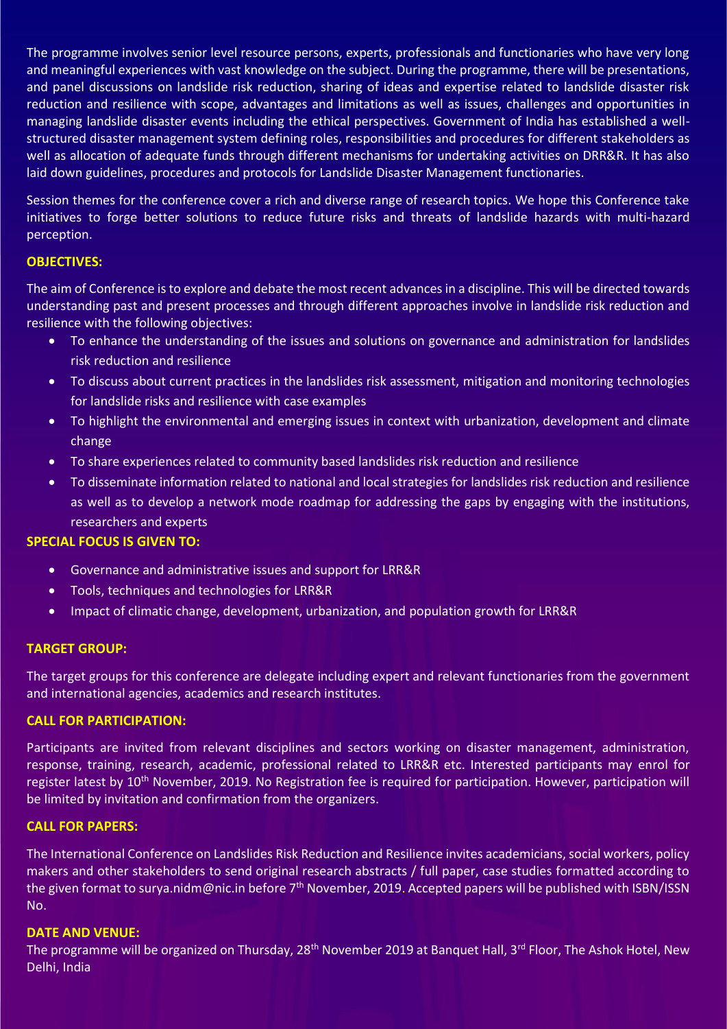The programme involves senior level resource persons, experts, professionals and functionaries who have very long and meaningful experiences with vast knowledge on the subject. During the programme, there will be presentations, and panel discussions on landslide risk reduction, sharing of ideas and expertise related to landslide disaster risk reduction and resilience with scope, advantages and limitations as well as issues, challenges and opportunities in managing landslide disaster events including the ethical perspectives. Government of India has established a well-structured disaster management system defining roles, responsibilities and procedures for different stakeholders as well as allocation of adequate funds through different mechanisms for undertaking activities on DRR&R. It has also laid down guidelines, procedures and protocols for Landslide Disaster Management functionaries.

Session themes for the conference cover a rich and diverse range of research topics. We hope this Conference take initiatives to forge better solutions to reduce future risks and threats of landslide hazards with multi-hazard perception.

**OBJECTIVES:**

The aim of Conference is to explore and debate the most recent advances in a discipline. This will be directed towards understanding past and present processes and through different approaches involve in landslide risk reduction and resilience with the following objectives:

- To enhance the understanding of the issues and solutions on governance and administration for landslides risk reduction and resilience
- To discuss about current practices in the landslides risk assessment, mitigation and monitoring technologies for landslide risks and resilience with case examples
- To highlight the environmental and emerging issues in context with urbanization, development and climate change
- To share experiences related to community based landslides risk reduction and resilience
- To disseminate information related to national and local strategies for landslides risk reduction and resilience as well as to develop a network mode roadmap for addressing the gaps by engaging with the institutions, researchers and experts

**SPECIAL FOCUS IS GIVEN TO:**

- Governance and administrative issues and support for LRR&R
- Tools, techniques and technologies for LRR&R
- Impact of climatic change, development, urbanization, and population growth for LRR&R

**TARGET GROUP:**

The target groups for this conference are delegate including expert and relevant functionaries from the government and international agencies, academics and research institutes.

**CALL FOR PARTICIPATION:**

Participants are invited from relevant disciplines and sectors working on disaster management, administration, response, training, research, academic, professional related to LRR&R etc. Interested participants may enrol for register latest by 10th November, 2019. No Registration fee is required for participation. However, participation will be limited by invitation and confirmation from the organizers.

**CALL FOR PAPERS:**

The International Conference on Landslides Risk Reduction and Resilience invites academicians, social workers, policy makers and other stakeholders to send original research abstracts / full paper, case studies formatted according to the given format to surya.nidm@nic.in before 7th November, 2019. Accepted papers will be published with ISBN/ISSN No.

**DATE AND VENUE:**

The programme will be organized on Thursday, 28th November 2019 at Banquet Hall, 3rd Floor, The Ashok Hotel, New Delhi, India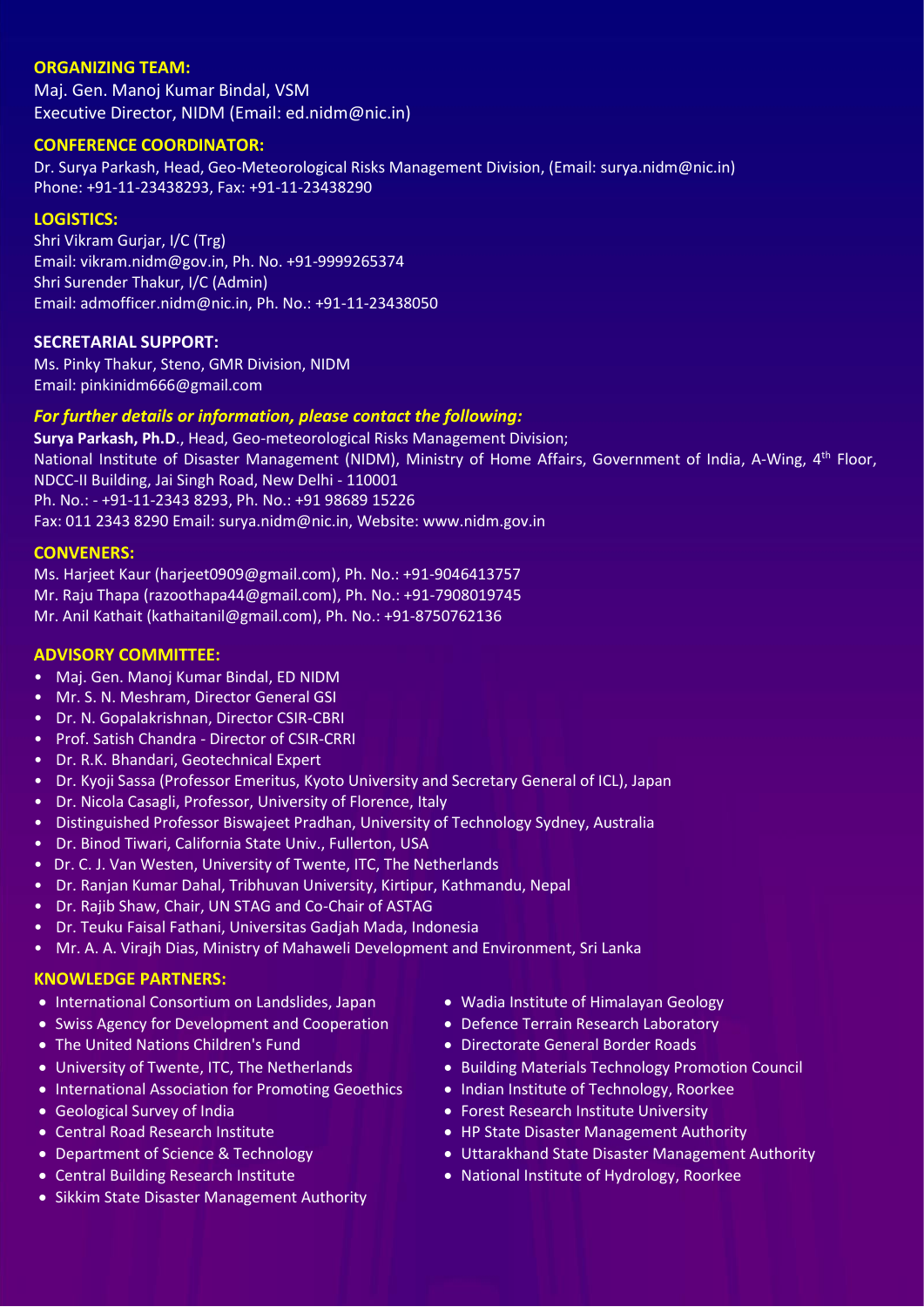**ORGANIZING TEAM:**

Maj. Gen. Manoj Kumar Bindal, VSM
Executive Director, NIDM (Email: ed.nidm@nic.in)

**CONFERENCE COORDINATOR:**

Dr. Surya Parkash, Head, Geo-Meteorological Risks Management Division, (Email: surya.nidm@nic.in)
Phone: +91-11-23438293, Fax: +91-11-23438290

**LOGISTICS:**

Shri Vikram Gurjar, I/C (Trg)
Email: vikram.nidm@gov.in, Ph. No. +91-9999265374
Shri Surender Thakur, I/C (Admin)
Email: admofficer.nidm@nic.in, Ph. No.: +91-11-23438050

**SECRETARIAL SUPPORT:**

Ms. Pinky Thakur, Steno, GMR Division, NIDM
Email: pinkinidm666@gmail.com

***For further details or information, please contact the following:***

**Surya Parkash, Ph.D**., Head, Geo-meteorological Risks Management Division;
National Institute of Disaster Management (NIDM), Ministry of Home Affairs, Government of India, A-Wing, 4th Floor, NDCC-II Building, Jai Singh Road, New Delhi - 110001
Ph. No.: - +91-11-2343 8293, Ph. No.: +91 98689 15226
Fax: 011 2343 8290 Email: surya.nidm@nic.in, Website: www.nidm.gov.in

**CONVENERS:**

Ms. Harjeet Kaur (harjeet0909@gmail.com), Ph. No.: +91-9046413757
Mr. Raju Thapa (razoothapa44@gmail.com), Ph. No.: +91-7908019745
Mr. Anil Kathait (kathaitanil@gmail.com), Ph. No.: +91-8750762136

**ADVISORY COMMITTEE:**

- Maj. Gen. Manoj Kumar Bindal, ED NIDM
- Mr. S. N. Meshram, Director General GSI
- Dr. N. Gopalakrishnan, Director CSIR-CBRI
- Prof. Satish Chandra - Director of CSIR-CRRI
- Dr. R.K. Bhandari, Geotechnical Expert
- Dr. Kyoji Sassa (Professor Emeritus, Kyoto University and Secretary General of ICL), Japan
- Dr. Nicola Casagli, Professor, University of Florence, Italy
- Distinguished Professor Biswajeet Pradhan, University of Technology Sydney, Australia
- Dr. Binod Tiwari, California State Univ., Fullerton, USA
- Dr. C. J. Van Westen, University of Twente, ITC, The Netherlands
- Dr. Ranjan Kumar Dahal, Tribhuvan University, Kirtipur, Kathmandu, Nepal
- Dr. Rajib Shaw, Chair, UN STAG and Co-Chair of ASTAG
- Dr. Teuku Faisal Fathani, Universitas Gadjah Mada, Indonesia
- Mr. A. A. Virajh Dias, Ministry of Mahaweli Development and Environment, Sri Lanka

**KNOWLEDGE PARTNERS:**

- International Consortium on Landslides, Japan
- Swiss Agency for Development and Cooperation
- The United Nations Children's Fund
- University of Twente, ITC, The Netherlands
- International Association for Promoting Geoethics
- Geological Survey of India
- Central Road Research Institute
- Department of Science & Technology
- Central Building Research Institute
- Sikkim State Disaster Management Authority
- Wadia Institute of Himalayan Geology
- Defence Terrain Research Laboratory
- Directorate General Border Roads
- Building Materials Technology Promotion Council
- Indian Institute of Technology, Roorkee
- Forest Research Institute University
- HP State Disaster Management Authority
- Uttarakhand State Disaster Management Authority
- National Institute of Hydrology, Roorkee